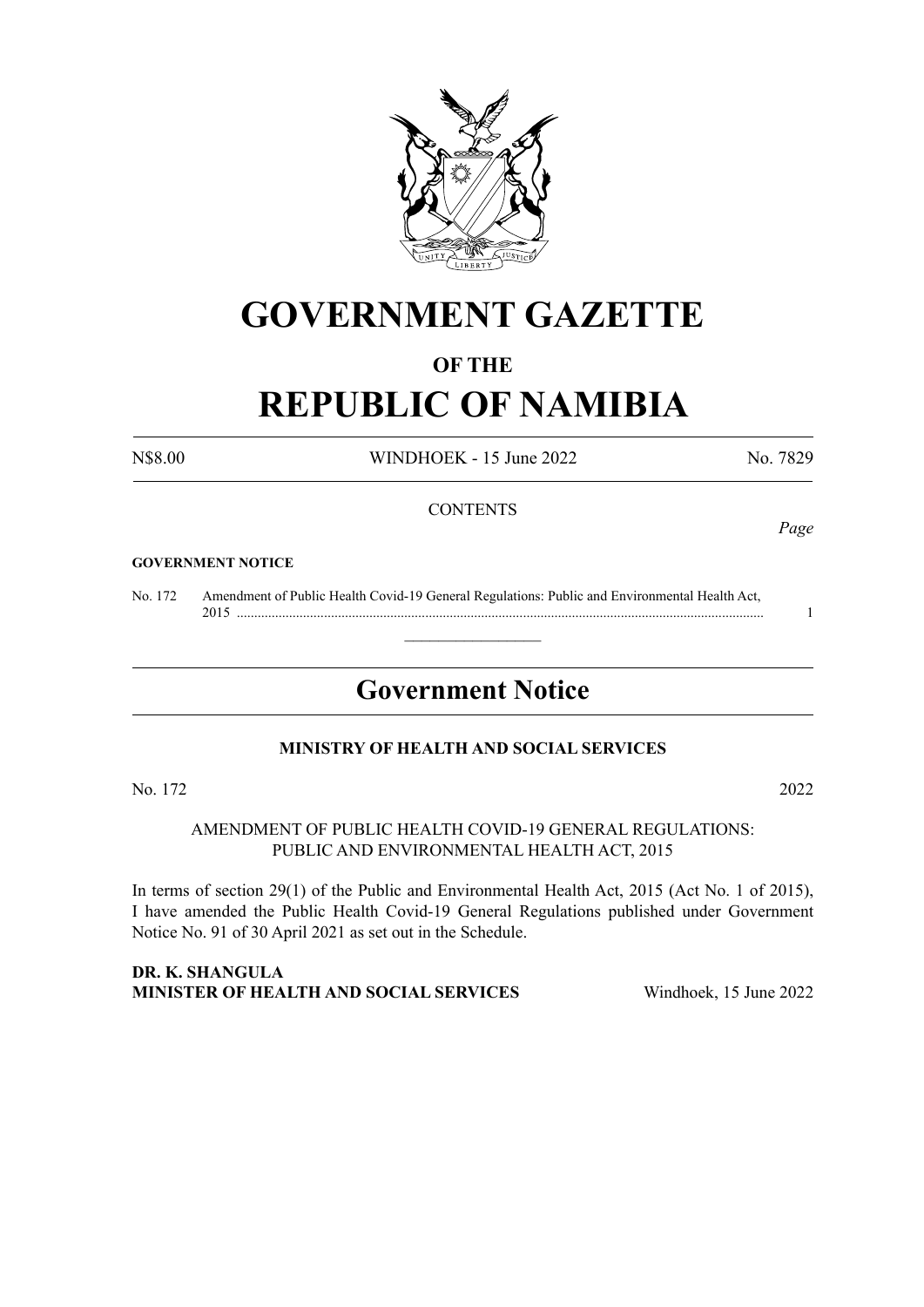# GOVERNMENT GAZETTE

## OF THE

# REPUBLIC OF NAMIBIA

N$8.00 WINDHOEK - 15 June 2022 No. 7829

CONTENTS

*Page*

**GOVERNMENT NOTICE**

No. 172 Amendment of Public Health Covid-19 General Regulations: Public and Environmental Health Act, 2015 ........................................................................................................................................ 1

---

## Government Notice

**MINISTRY OF HEALTH AND SOCIAL SERVICES**

No. 172 2022

AMENDMENT OF PUBLIC HEALTH COVID-19 GENERAL REGULATIONS: PUBLIC AND ENVIRONMENTAL HEALTH ACT, 2015

In terms of section 29(1) of the Public and Environmental Health Act, 2015 (Act No. 1 of 2015), I have amended the Public Health Covid-19 General Regulations published under Government Notice No. 91 of 30 April 2021 as set out in the Schedule.

**DR. K. SHANGULA**
**MINISTER OF HEALTH AND SOCIAL SERVICES** Windhoek, 15 June 2022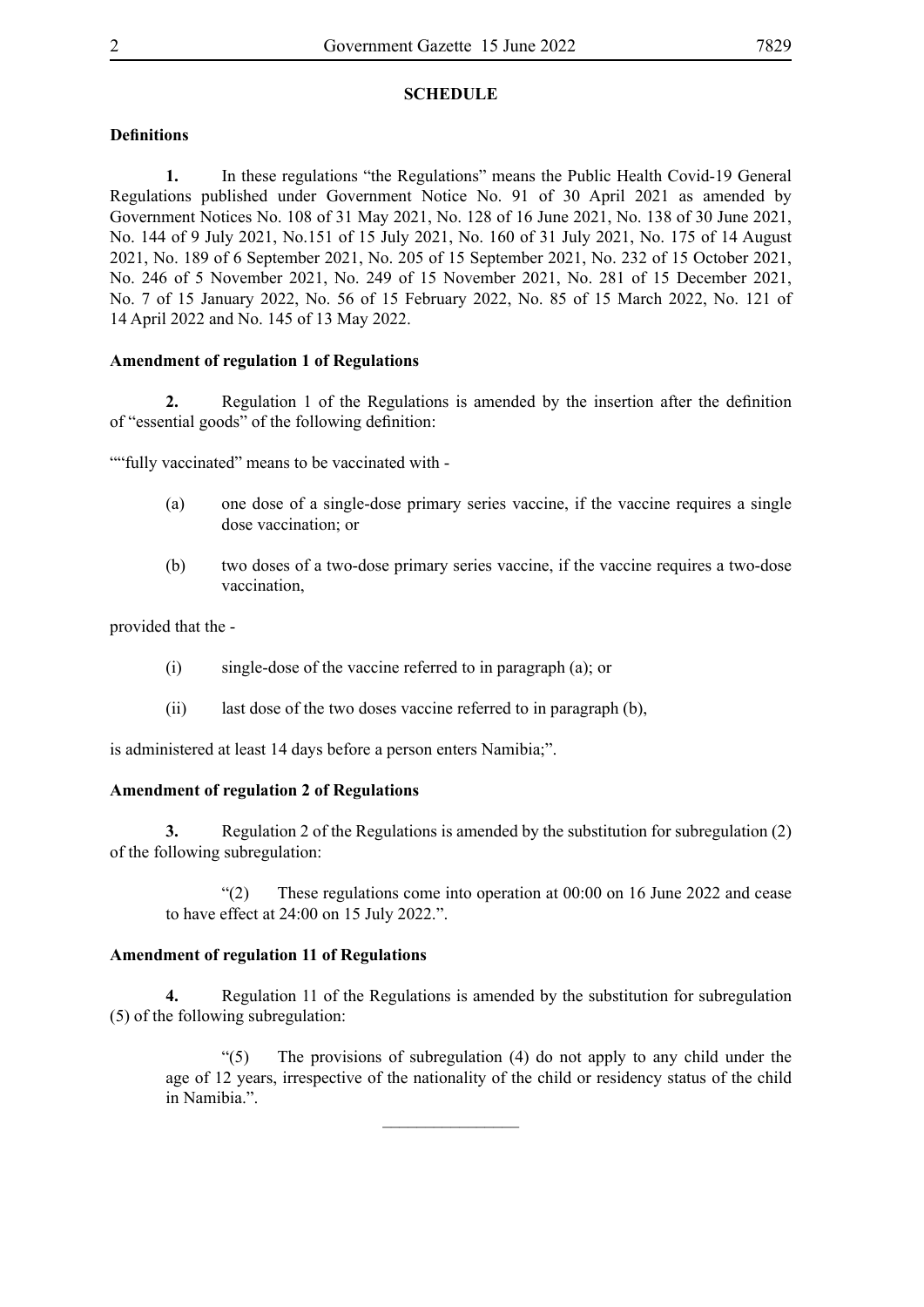## SCHEDULE

**Definitions**

**1.** In these regulations "the Regulations" means the Public Health Covid-19 General Regulations published under Government Notice No. 91 of 30 April 2021 as amended by Government Notices No. 108 of 31 May 2021, No. 128 of 16 June 2021, No. 138 of 30 June 2021, No. 144 of 9 July 2021, No.151 of 15 July 2021, No. 160 of 31 July 2021, No. 175 of 14 August 2021, No. 189 of 6 September 2021, No. 205 of 15 September 2021, No. 232 of 15 October 2021, No. 246 of 5 November 2021, No. 249 of 15 November 2021, No. 281 of 15 December 2021, No. 7 of 15 January 2022, No. 56 of 15 February 2022, No. 85 of 15 March 2022, No. 121 of 14 April 2022 and No. 145 of 13 May 2022.

**Amendment of regulation 1 of Regulations**

**2.** Regulation 1 of the Regulations is amended by the insertion after the definition of "essential goods" of the following definition:

""fully vaccinated" means to be vaccinated with -

(a) one dose of a single-dose primary series vaccine, if the vaccine requires a single dose vaccination; or

(b) two doses of a two-dose primary series vaccine, if the vaccine requires a two-dose vaccination,

provided that the -

(i) single-dose of the vaccine referred to in paragraph (a); or

(ii) last dose of the two doses vaccine referred to in paragraph (b),

is administered at least 14 days before a person enters Namibia;".

**Amendment of regulation 2 of Regulations**

**3.** Regulation 2 of the Regulations is amended by the substitution for subregulation (2) of the following subregulation:

"(2) These regulations come into operation at 00:00 on 16 June 2022 and cease to have effect at 24:00 on 15 July 2022.".

**Amendment of regulation 11 of Regulations**

**4.** Regulation 11 of the Regulations is amended by the substitution for subregulation (5) of the following subregulation:

"(5) The provisions of subregulation (4) do not apply to any child under the age of 12 years, irrespective of the nationality of the child or residency status of the child in Namibia.".

________________